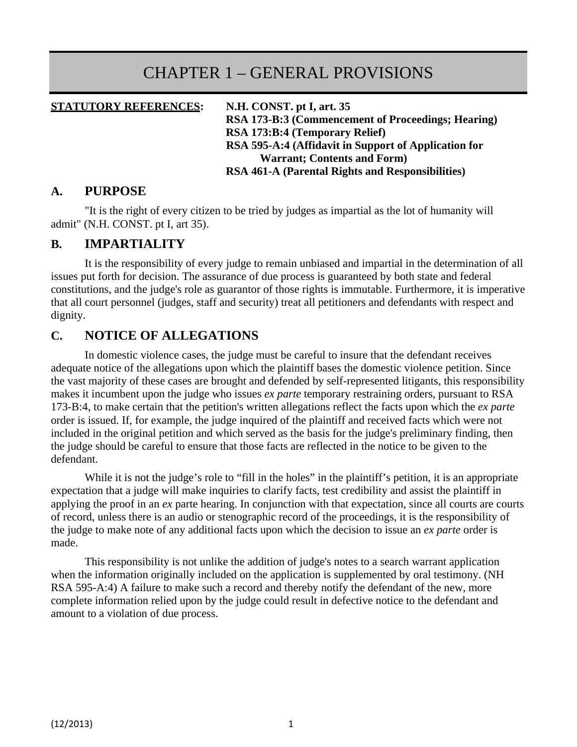# CHAPTER 1 – GENERAL PROVISIONS

**STATUTORY REFERENCES:**
**N.H. CONST. pt I, art. 35**
**RSA 173-B:3 (Commencement of Proceedings; Hearing)**
**RSA 173:B:4 (Temporary Relief)**
**RSA 595-A:4 (Affidavit in Support of Application for Warrant; Contents and Form)**
**RSA 461-A (Parental Rights and Responsibilities)**

## A. PURPOSE

"It is the right of every citizen to be tried by judges as impartial as the lot of humanity will admit" (N.H. CONST. pt I, art 35).

## B. IMPARTIALITY

It is the responsibility of every judge to remain unbiased and impartial in the determination of all issues put forth for decision. The assurance of due process is guaranteed by both state and federal constitutions, and the judge's role as guarantor of those rights is immutable. Furthermore, it is imperative that all court personnel (judges, staff and security) treat all petitioners and defendants with respect and dignity.

## C. NOTICE OF ALLEGATIONS

In domestic violence cases, the judge must be careful to insure that the defendant receives adequate notice of the allegations upon which the plaintiff bases the domestic violence petition. Since the vast majority of these cases are brought and defended by self-represented litigants, this responsibility makes it incumbent upon the judge who issues *ex parte* temporary restraining orders, pursuant to RSA 173-B:4, to make certain that the petition's written allegations reflect the facts upon which the *ex parte* order is issued. If, for example, the judge inquired of the plaintiff and received facts which were not included in the original petition and which served as the basis for the judge's preliminary finding, then the judge should be careful to ensure that those facts are reflected in the notice to be given to the defendant.

While it is not the judge's role to "fill in the holes" in the plaintiff's petition, it is an appropriate expectation that a judge will make inquiries to clarify facts, test credibility and assist the plaintiff in applying the proof in an *ex* parte hearing. In conjunction with that expectation, since all courts are courts of record, unless there is an audio or stenographic record of the proceedings, it is the responsibility of the judge to make note of any additional facts upon which the decision to issue an *ex parte* order is made.

This responsibility is not unlike the addition of judge's notes to a search warrant application when the information originally included on the application is supplemented by oral testimony. (NH RSA 595-A:4) A failure to make such a record and thereby notify the defendant of the new, more complete information relied upon by the judge could result in defective notice to the defendant and amount to a violation of due process.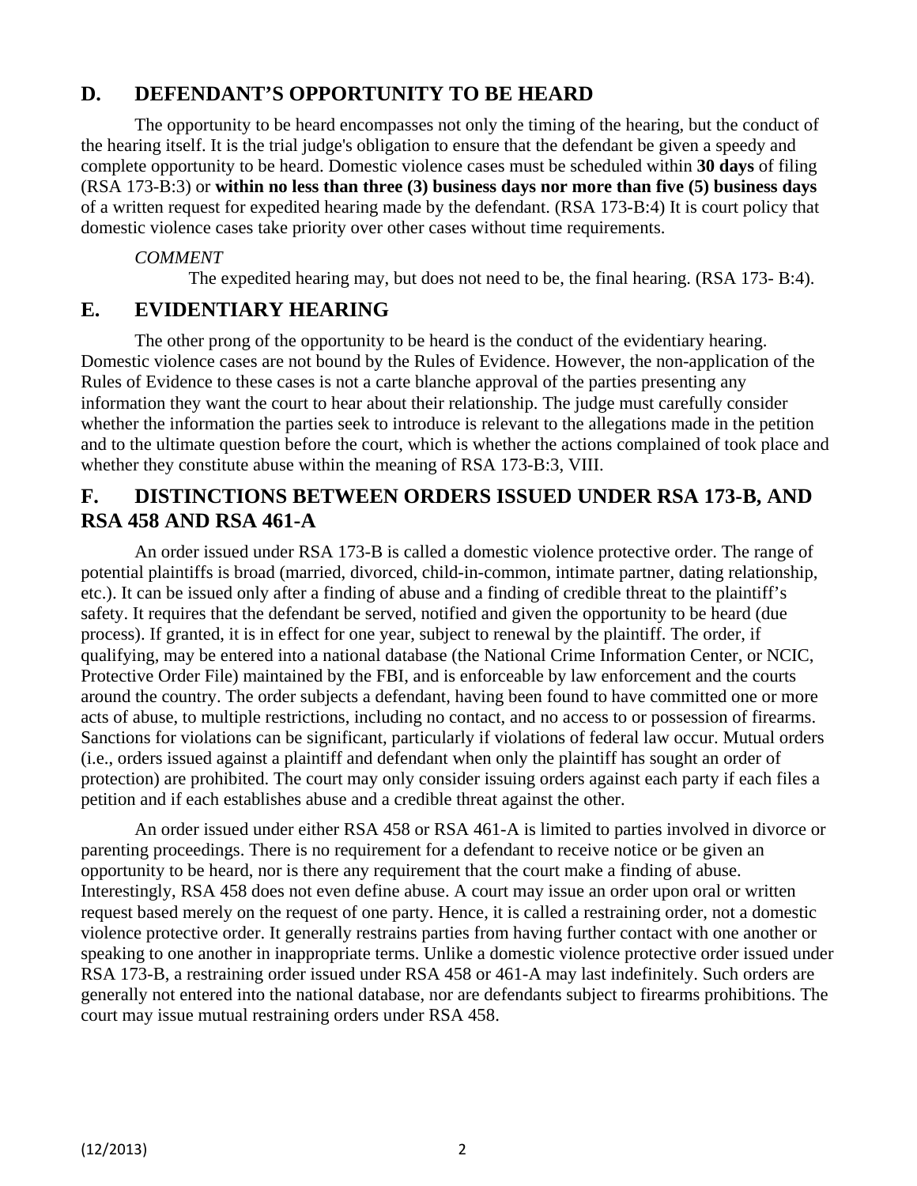## D. DEFENDANT'S OPPORTUNITY TO BE HEARD

The opportunity to be heard encompasses not only the timing of the hearing, but the conduct of the hearing itself. It is the trial judge's obligation to ensure that the defendant be given a speedy and complete opportunity to be heard. Domestic violence cases must be scheduled within **30 days** of filing (RSA 173-B:3) or **within no less than three (3) business days nor more than five (5) business days** of a written request for expedited hearing made by the defendant. (RSA 173-B:4) It is court policy that domestic violence cases take priority over other cases without time requirements.

*COMMENT*

The expedited hearing may, but does not need to be, the final hearing. (RSA 173- B:4).

## E. EVIDENTIARY HEARING

The other prong of the opportunity to be heard is the conduct of the evidentiary hearing. Domestic violence cases are not bound by the Rules of Evidence. However, the non-application of the Rules of Evidence to these cases is not a carte blanche approval of the parties presenting any information they want the court to hear about their relationship. The judge must carefully consider whether the information the parties seek to introduce is relevant to the allegations made in the petition and to the ultimate question before the court, which is whether the actions complained of took place and whether they constitute abuse within the meaning of RSA 173-B:3, VIII.

## F. DISTINCTIONS BETWEEN ORDERS ISSUED UNDER RSA 173-B, AND RSA 458 AND RSA 461-A

An order issued under RSA 173-B is called a domestic violence protective order. The range of potential plaintiffs is broad (married, divorced, child-in-common, intimate partner, dating relationship, etc.). It can be issued only after a finding of abuse and a finding of credible threat to the plaintiff's safety. It requires that the defendant be served, notified and given the opportunity to be heard (due process). If granted, it is in effect for one year, subject to renewal by the plaintiff. The order, if qualifying, may be entered into a national database (the National Crime Information Center, or NCIC, Protective Order File) maintained by the FBI, and is enforceable by law enforcement and the courts around the country. The order subjects a defendant, having been found to have committed one or more acts of abuse, to multiple restrictions, including no contact, and no access to or possession of firearms. Sanctions for violations can be significant, particularly if violations of federal law occur. Mutual orders (i.e., orders issued against a plaintiff and defendant when only the plaintiff has sought an order of protection) are prohibited. The court may only consider issuing orders against each party if each files a petition and if each establishes abuse and a credible threat against the other.

An order issued under either RSA 458 or RSA 461-A is limited to parties involved in divorce or parenting proceedings. There is no requirement for a defendant to receive notice or be given an opportunity to be heard, nor is there any requirement that the court make a finding of abuse. Interestingly, RSA 458 does not even define abuse. A court may issue an order upon oral or written request based merely on the request of one party. Hence, it is called a restraining order, not a domestic violence protective order. It generally restrains parties from having further contact with one another or speaking to one another in inappropriate terms. Unlike a domestic violence protective order issued under RSA 173-B, a restraining order issued under RSA 458 or 461-A may last indefinitely. Such orders are generally not entered into the national database, nor are defendants subject to firearms prohibitions. The court may issue mutual restraining orders under RSA 458.

(12/2013)